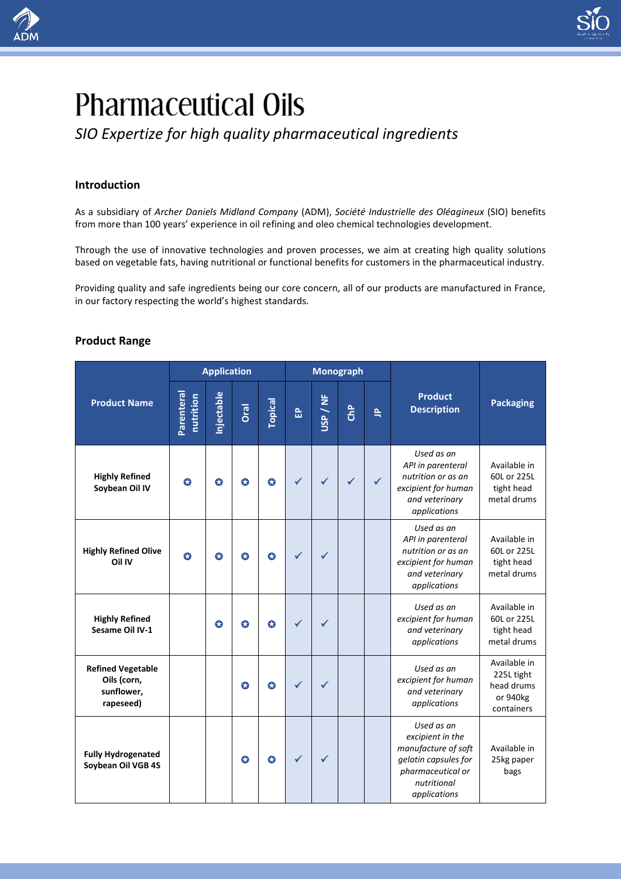# Pharmaceutical Oils

*SIO Expertize for high quality pharmaceutical ingredients*

## Introduction

As a subsidiary of *Archer Daniels Midland Company* (ADM), *Société Industrielle des Oléagineux* (SIO) benefits from more than 100 years' experience in oil refining and oleo chemical technologies development.

Through the use of innovative technologies and proven processes, we aim at creating high quality solutions based on vegetable fats, having nutritional or functional benefits for customers in the pharmaceutical industry.

Providing quality and safe ingredients being our core concern, all of our products are manufactured in France, in our factory respecting the world's highest standards.

## Product Range

| Product Name | Application | | | | Monograph | | | | Product Description | Packaging |
|---|---|---|---|---|---|---|---|---|---|---|
| | Parenteral nutrition | Injectable | Oral | Topical | EP | USP / NF | ChP | JP | | |
| **Highly Refined Soybean Oil IV** | ✪ | ✪ | ✪ | ✪ | ✓ | ✓ | ✓ | ✓ | *Used as an API in parenteral nutrition or as an excipient for human and veterinary applications* | Available in 60L or 225L tight head metal drums |
| **Highly Refined Olive Oil IV** | ✪ | ✪ | ✪ | ✪ | ✓ | ✓ | | | *Used as an API in parenteral nutrition or as an excipient for human and veterinary applications* | Available in 60L or 225L tight head metal drums |
| **Highly Refined Sesame Oil IV-1** | | ✪ | ✪ | ✪ | ✓ | ✓ | | | *Used as an excipient for human and veterinary applications* | Available in 60L or 225L tight head metal drums |
| **Refined Vegetable Oils (corn, sunflower, rapeseed)** | | | ✪ | ✪ | ✓ | ✓ | | | *Used as an excipient for human and veterinary applications* | Available in 225L tight head drums or 940kg containers |
| **Fully Hydrogenated Soybean Oil VGB 4S** | | | ✪ | ✪ | ✓ | ✓ | | | *Used as an excipient in the manufacture of soft gelatin capsules for pharmaceutical or nutritional applications* | Available in 25kg paper bags |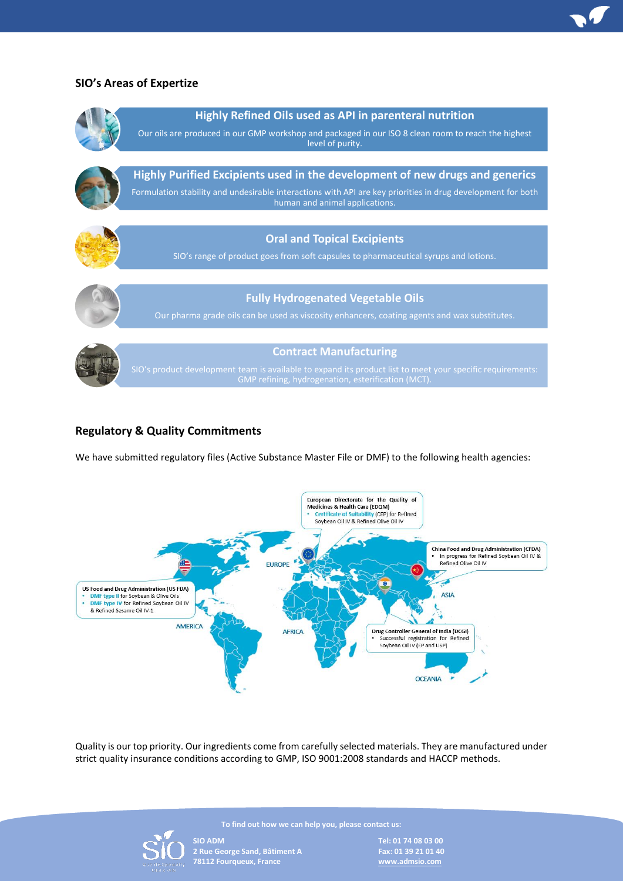## SIO's Areas of Expertize

### Highly Refined Oils used as API in parenteral nutrition

Our oils are produced in our GMP workshop and packaged in our ISO 8 clean room to reach the highest level of purity.

### Highly Purified Excipients used in the development of new drugs and generics

Formulation stability and undesirable interactions with API are key priorities in drug development for both human and animal applications.

### Oral and Topical Excipients

SIO's range of product goes from soft capsules to pharmaceutical syrups and lotions.

### Fully Hydrogenated Vegetable Oils

Our pharma grade oils can be used as viscosity enhancers, coating agents and wax substitutes.

### Contract Manufacturing

SIO's product development team is available to expand its product list to meet your specific requirements: GMP refining, hydrogenation, esterification (MCT).

## Regulatory & Quality Commitments

We have submitted regulatory files (Active Substance Master File or DMF) to the following health agencies:

European Directorate for the Quality of Medicines & Health Care (EDQM)
- Certificate of Suitability (CEP) for Refined Soybean Oil IV & Refined Olive Oil IV

China Food and Drug Administration (CFDA)
- In progress for Refined Soybean Oil IV & Refined Olive Oil IV

US Food and Drug Administration (US FDA)
- DMF type II for Soybean & Olive Oils
- DMF type IV for Refined Soybean Oil IV & Refined Sesame Oil IV-1

Drug Controller General of India (DCGI)
- Successful registration for Refined Soybean Oil IV (EP and USP)

EUROPE
ASIA
AMERICA
AFRICA
OCEANIA

Quality is our top priority. Our ingredients come from carefully selected materials. They are manufactured under strict quality insurance conditions according to GMP, ISO 9001:2008 standards and HACCP methods.

**To find out how we can help you, please contact us:**

**SIO ADM**
**2 Rue George Sand, Bâtiment A**
**78112 Fourqueux, France**

**Tel: 01 74 08 03 00**
**Fax: 01 39 21 01 40**
**www.admsio.com**